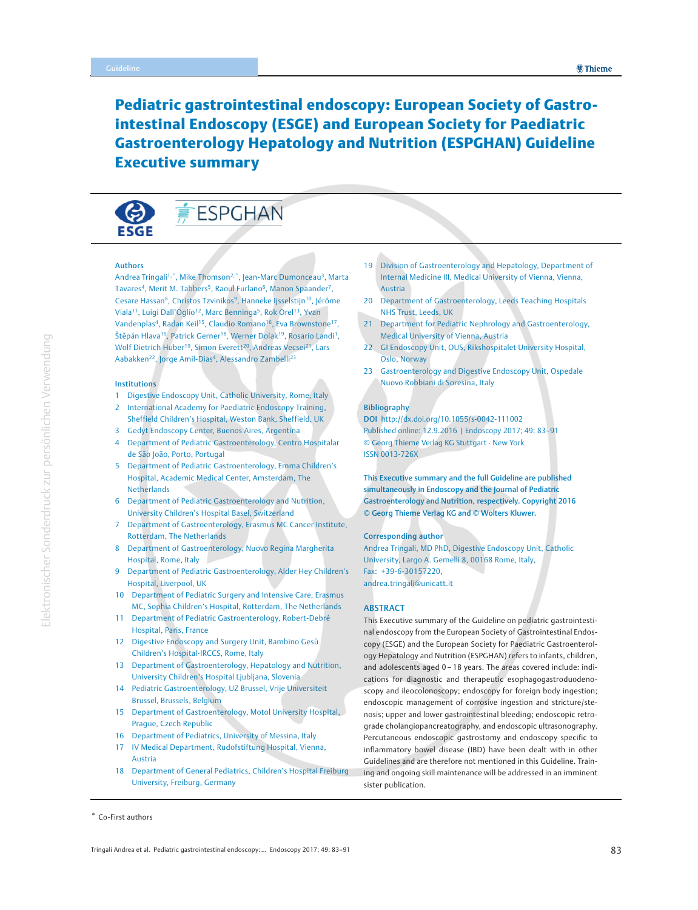# Pediatric gastrointestinal endoscopy: European Society of Gastrointestinal Endoscopy (ESGE) and European Society for Paediatric Gastroenterology Hepatology and Nutrition (ESPGHAN) Guideline Executive summary

**Authors**

Andrea Tringali[1,*], Mike Thomson[2,*], Jean-Marc Dumonceau[3], Marta Tavares[4], Merit M. Tabbers[5], Raoul Furlano[6], Manon Spaander[7], Cesare Hassan[8], Christos Tzvinikos[9], Hanneke Ijsselstijn[10], Jérôme Viala[11], Luigi Dall'Oglio[12], Marc Benninga[5], Rok Orel[13], Yvan Vandenplas[4], Radan Keil[15], Claudio Romano[16], Eva Brownstone[17], Štěpán Hlava[15], Patrick Gerner[18], Werner Dolak[19], Rosario Landi[1], Wolf Dietrich Huber[19], Simon Everett[20], Andreas Vecsei[21], Lars Aabakken[22], Jorge Amil-Dias[4], Alessandro Zambelli[23]

**Institutions**

1. Digestive Endoscopy Unit, Catholic University, Rome, Italy
2. International Academy for Paediatric Endoscopy Training, Sheffield Children's Hospital, Weston Bank, Sheffield, UK
3. Gedyt Endoscopy Center, Buenos Aires, Argentina
4. Department of Pediatric Gastroenterology, Centro Hospitalar de São João, Porto, Portugal
5. Department of Pediatric Gastroenterology, Emma Children's Hospital, Academic Medical Center, Amsterdam, The Netherlands
6. Department of Pediatric Gastroenterology and Nutrition, University Children's Hospital Basel, Switzerland
7. Department of Gastroenterology, Erasmus MC Cancer Institute, Rotterdam, The Netherlands
8. Department of Gastroenterology, Nuovo Regina Margherita Hospital, Rome, Italy
9. Department of Pediatric Gastroenterology, Alder Hey Children's Hospital, Liverpool, UK
10. Department of Pediatric Surgery and Intensive Care, Erasmus MC, Sophia Children's Hospital, Rotterdam, The Netherlands
11. Department of Pediatric Gastroenterology, Robert-Debré Hospital, Paris, France
12. Digestive Endoscopy and Surgery Unit, Bambino Gesù Children's Hospital-IRCCS, Rome, Italy
13. Department of Gastroenterology, Hepatology and Nutrition, University Children's Hospital Ljubljana, Slovenia
14. Pediatric Gastroenterology, UZ Brussel, Vrije Universiteit Brussel, Brussels, Belgium
15. Department of Gastroenterology, Motol University Hospital, Prague, Czech Republic
16. Department of Pediatrics, University of Messina, Italy
17. IV Medical Department, Rudofstiftung Hospital, Vienna, Austria
18. Department of General Pediatrics, Children's Hospital Freiburg University, Freiburg, Germany
19. Division of Gastroenterology and Hepatology, Department of Internal Medicine III, Medical University of Vienna, Vienna, Austria
20. Department of Gastroenterology, Leeds Teaching Hospitals NHS Trust, Leeds, UK
21. Department for Pediatric Nephrology and Gastroenterology, Medical University of Vienna, Austria
22. GI Endoscopy Unit, OUS, Rikshospitalet University Hospital, Oslo, Norway
23. Gastroenterology and Digestive Endoscopy Unit, Ospedale Nuovo Robbiani di Soresina, Italy

**Bibliography**

DOI http://dx.doi.org/10.1055/s-0042-111002
Published online: 12.9.2016 | Endoscopy 2017; 49: 83–91
© Georg Thieme Verlag KG Stuttgart · New York
ISSN 0013-726X

**This Executive summary and the full Guideline are published simultaneously in Endoscopy and the Journal of Pediatric Gastroenterology and Nutrition, respectively. Copyright 2016 © Georg Thieme Verlag KG and © Wolters Kluwer.**

**Corresponding author**

Andrea Tringali, MD PhD, Digestive Endoscopy Unit, Catholic University, Largo A. Gemelli 8, 00168 Rome, Italy,
Fax: +39-6-30157220,
andrea.tringali@unicatt.it

## ABSTRACT

This Executive summary of the Guideline on pediatric gastrointestinal endoscopy from the European Society of Gastrointestinal Endoscopy (ESGE) and the European Society for Paediatric Gastroenterology Hepatology and Nutrition (ESPGHAN) refers to infants, children, and adolescents aged 0–18 years. The areas covered include: indications for diagnostic and therapeutic esophagogastroduodenoscopy and ileocolonoscopy; endoscopy for foreign body ingestion; endoscopic management of corrosive ingestion and stricture/stenosis; upper and lower gastrointestinal bleeding; endoscopic retrograde cholangiopancreatography, and endoscopic ultrasonography. Percutaneous endoscopic gastrostomy and endoscopy specific to inflammatory bowel disease (IBD) have been dealt with in other Guidelines and are therefore not mentioned in this Guideline. Training and ongoing skill maintenance will be addressed in an imminent sister publication.

* Co-First authors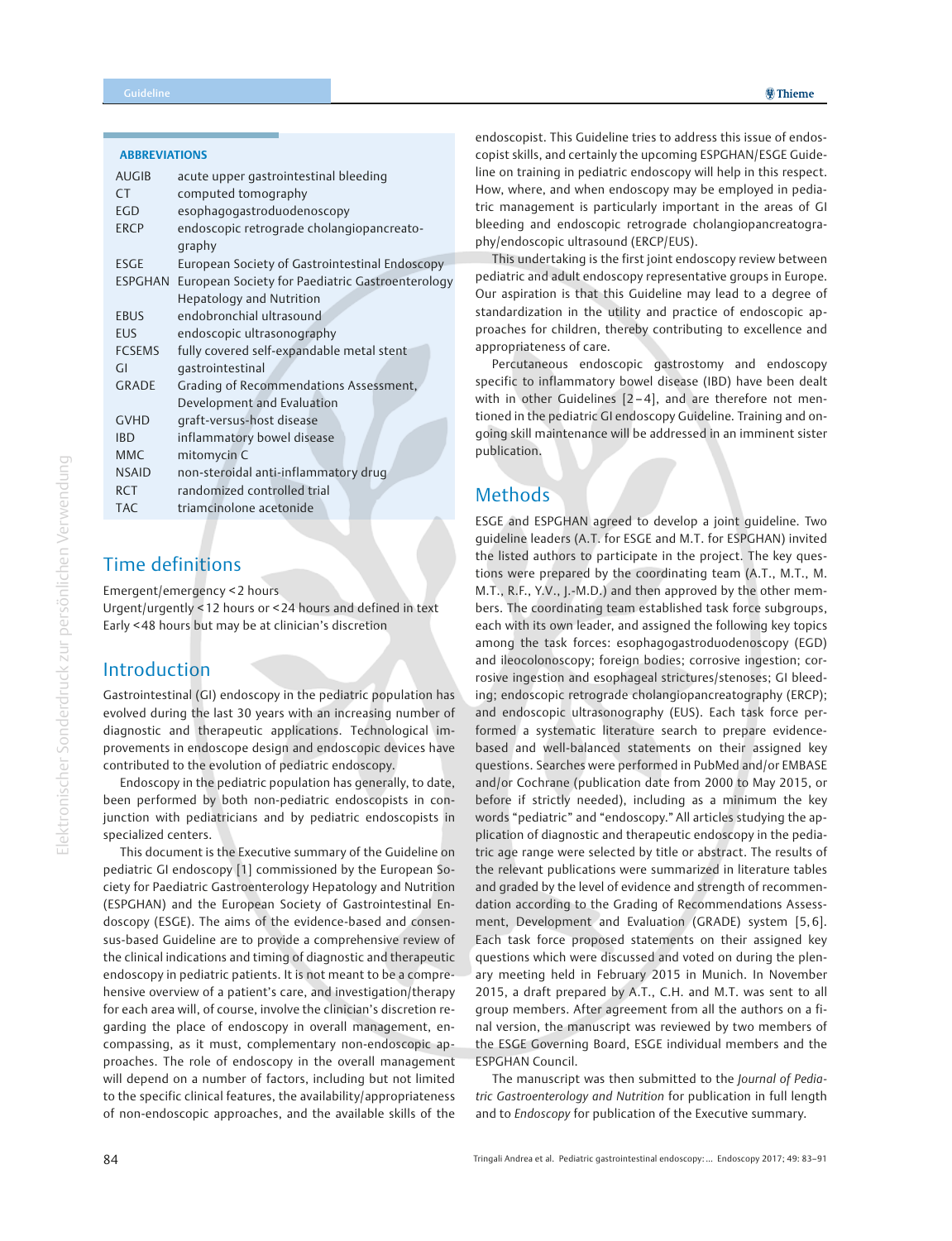## ABBREVIATIONS

| | |
|---|---|
| AUGIB | acute upper gastrointestinal bleeding |
| CT | computed tomography |
| EGD | esophagogastroduodenoscopy |
| ERCP | endoscopic retrograde cholangiopancreatography |
| ESGE | European Society of Gastrointestinal Endoscopy |
| ESPGHAN | European Society for Paediatric Gastroenterology Hepatology and Nutrition |
| EBUS | endobronchial ultrasound |
| EUS | endoscopic ultrasonography |
| FCSEMS | fully covered self-expandable metal stent |
| GI | gastrointestinal |
| GRADE | Grading of Recommendations Assessment, Development and Evaluation |
| GVHD | graft-versus-host disease |
| IBD | inflammatory bowel disease |
| MMC | mitomycin C |
| NSAID | non-steroidal anti-inflammatory drug |
| RCT | randomized controlled trial |
| TAC | triamcinolone acetonide |

## Time definitions

Emergent/emergency < 2 hours
Urgent/urgently < 12 hours or < 24 hours and defined in text
Early < 48 hours but may be at clinician's discretion

## Introduction

Gastrointestinal (GI) endoscopy in the pediatric population has evolved during the last 30 years with an increasing number of diagnostic and therapeutic applications. Technological improvements in endoscope design and endoscopic devices have contributed to the evolution of pediatric endoscopy.

Endoscopy in the pediatric population has generally, to date, been performed by both non-pediatric endoscopists in conjunction with pediatricians and by pediatric endoscopists in specialized centers.

This document is the Executive summary of the Guideline on pediatric GI endoscopy [1] commissioned by the European Society for Paediatric Gastroenterology Hepatology and Nutrition (ESPGHAN) and the European Society of Gastrointestinal Endoscopy (ESGE). The aims of the evidence-based and consensus-based Guideline are to provide a comprehensive review of the clinical indications and timing of diagnostic and therapeutic endoscopy in pediatric patients. It is not meant to be a comprehensive overview of a patient's care, and investigation/therapy for each area will, of course, involve the clinician's discretion regarding the place of endoscopy in overall management, encompassing, as it must, complementary non-endoscopic approaches. The role of endoscopy in the overall management will depend on a number of factors, including but not limited to the specific clinical features, the availability/appropriateness of non-endoscopic approaches, and the available skills of the endoscopist. This Guideline tries to address this issue of endoscopist skills, and certainly the upcoming ESPGHAN/ESGE Guideline on training in pediatric endoscopy will help in this respect. How, where, and when endoscopy may be employed in pediatric management is particularly important in the areas of GI bleeding and endoscopic retrograde cholangiopancreatography/endoscopic ultrasound (ERCP/EUS).

This undertaking is the first joint endoscopy review between pediatric and adult endoscopy representative groups in Europe. Our aspiration is that this Guideline may lead to a degree of standardization in the utility and practice of endoscopic approaches for children, thereby contributing to excellence and appropriateness of care.

Percutaneous endoscopic gastrostomy and endoscopy specific to inflammatory bowel disease (IBD) have been dealt with in other Guidelines [2–4], and are therefore not mentioned in the pediatric GI endoscopy Guideline. Training and ongoing skill maintenance will be addressed in an imminent sister publication.

## Methods

ESGE and ESPGHAN agreed to develop a joint guideline. Two guideline leaders (A.T. for ESGE and M.T. for ESPGHAN) invited the listed authors to participate in the project. The key questions were prepared by the coordinating team (A.T., M.T., M. M.T., R.F., Y.V., J.-M.D.) and then approved by the other members. The coordinating team established task force subgroups, each with its own leader, and assigned the following key topics among the task forces: esophagogastroduodenoscopy (EGD) and ileocolonoscopy; foreign bodies; corrosive ingestion; corrosive ingestion and esophageal strictures/stenoses; GI bleeding; endoscopic retrograde cholangiopancreatography (ERCP); and endoscopic ultrasonography (EUS). Each task force performed a systematic literature search to prepare evidence-based and well-balanced statements on their assigned key questions. Searches were performed in PubMed and/or EMBASE and/or Cochrane (publication date from 2000 to May 2015, or before if strictly needed), including as a minimum the key words "pediatric" and "endoscopy." All articles studying the application of diagnostic and therapeutic endoscopy in the pediatric age range were selected by title or abstract. The results of the relevant publications were summarized in literature tables and graded by the level of evidence and strength of recommendation according to the Grading of Recommendations Assessment, Development and Evaluation (GRADE) system [5,6]. Each task force proposed statements on their assigned key questions which were discussed and voted on during the plenary meeting held in February 2015 in Munich. In November 2015, a draft prepared by A.T., C.H. and M.T. was sent to all group members. After agreement from all the authors on a final version, the manuscript was reviewed by two members of the ESGE Governing Board, ESGE individual members and the ESPGHAN Council.

The manuscript was then submitted to the *Journal of Pediatric Gastroenterology and Nutrition* for publication in full length and to *Endoscopy* for publication of the Executive summary.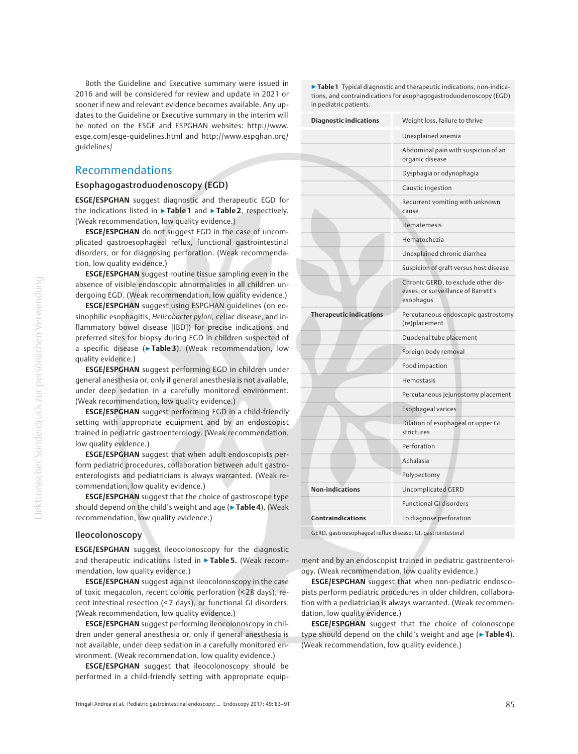Both the Guideline and Executive summary were issued in 2016 and will be considered for review and update in 2021 or sooner if new and relevant evidence becomes available. Any updates to the Guideline or Executive summary will be noted on the ESGE and ESPGHAN websites: http://www.esge.com/esge-guidelines.html and http://www.espghan.org/guidelines/

## Recommendations

### Esophagogastroduodenoscopy (EGD)

**ESGE/ESPGHAN** suggest diagnostic and therapeutic EGD for the indications listed in ▶**Table 1** and ▶**Table 2**, respectively. (Weak recommendation, low quality evidence.)

**ESGE/ESPGHAN** do not suggest EGD in the case of uncomplicated gastroesophageal reflux, functional gastrointestinal disorders, or for diagnosing perforation. (Weak recommendation, low quality evidence.)

**ESGE/ESPGHAN** suggest routine tissue sampling even in the absence of visible endoscopic abnormalities in all children undergoing EGD. (Weak recommendation, low quality evidence.)

**ESGE/ESPGHAN** suggest using ESPGHAN guidelines (on eosinophilic esophagitis, *Helicobacter pylori*, celiac disease, and inflammatory bowel disease [IBD]) for precise indications and preferred sites for biopsy during EGD in children suspected of a specific disease (▶**Table 3**). (Weak recommendation, low quality evidence.)

**ESGE/ESPGHAN** suggest performing EGD in children under general anesthesia or, only if general anesthesia is not available, under deep sedation in a carefully monitored environment. (Weak recommendation, low quality evidence.)

**ESGE/ESPGHAN** suggest performing EGD in a child-friendly setting with appropriate equipment and by an endoscopist trained in pediatric gastroenterology. (Weak recommendation, low quality evidence.)

**ESGE/ESPGHAN** suggest that when adult endoscopists perform pediatric procedures, collaboration between adult gastroenterologists and pediatricians is always warranted. (Weak recommendation, low quality evidence.)

**ESGE/ESPGHAN** suggest that the choice of gastroscope type should depend on the child's weight and age (▶**Table 4**). (Weak recommendation, low quality evidence.)

▶**Table 1** Typical diagnostic and therapeutic indications, non-indications, and contraindications for esophagogastroduodenoscopy (EGD) in pediatric patients.

| | |
|---|---|
| **Diagnostic indications** | Weight loss, failure to thrive |
| | Unexplained anemia |
| | Abdominal pain with suspicion of an organic disease |
| | Dysphagia or odynophagia |
| | Caustic ingestion |
| | Recurrent vomiting with unknown cause |
| | Hematemesis |
| | Hematochezia |
| | Unexplained chronic diarrhea |
| | Suspicion of graft versus host disease |
| | Chronic GERD, to exclude other diseases, or surveillance of Barrett's esophagus |
| **Therapeutic indications** | Percutaneous endoscopic gastrostomy (re)placement |
| | Duodenal tube placement |
| | Foreign body removal |
| | Food impaction |
| | Hemostasis |
| | Percutaneous jejunostomy placement |
| | Esophageal varices |
| | Dilation of esophageal or upper GI strictures |
| | Perforation |
| | Achalasia |
| | Polypectomy |
| **Non-indications** | Uncomplicated GERD |
| | Functional GI disorders |
| **Contraindications** | To diagnose perforation |

GERD, gastroesophageal reflux disease; GI, gastrointestinal

### Ileocolonoscopy

**ESGE/ESPGHAN** suggest ileocolonoscopy for the diagnostic and therapeutic indications listed in ▶**Table 5.** (Weak recommendation, low quality evidence.)

**ESGE/ESPGHAN** suggest against ileocolonoscopy in the case of toxic megacolon, recent colonic perforation (<28 days), recent intestinal resection (<7 days), or functional GI disorders. (Weak recommendation, low quality evidence.)

**ESGE/ESPGHAN** suggest performing ileocolonoscopy in children under general anesthesia or, only if general anesthesia is not available, under deep sedation in a carefully monitored environment. (Weak recommendation, low quality evidence.)

**ESGE/ESPGHAN** suggest that ileocolonoscopy should be performed in a child-friendly setting with appropriate equipment and by an endoscopist trained in pediatric gastroenterology. (Weak recommendation, low quality evidence.)

**ESGE/ESPGHAN** suggest that when non-pediatric endoscopists perform pediatric procedures in older children, collaboration with a pediatrician is always warranted. (Weak recommendation, low quality evidence.)

**ESGE/ESPGHAN** suggest that the choice of colonoscope type should depend on the child's weight and age (▶**Table 4**). (Weak recommendation, low quality evidence.)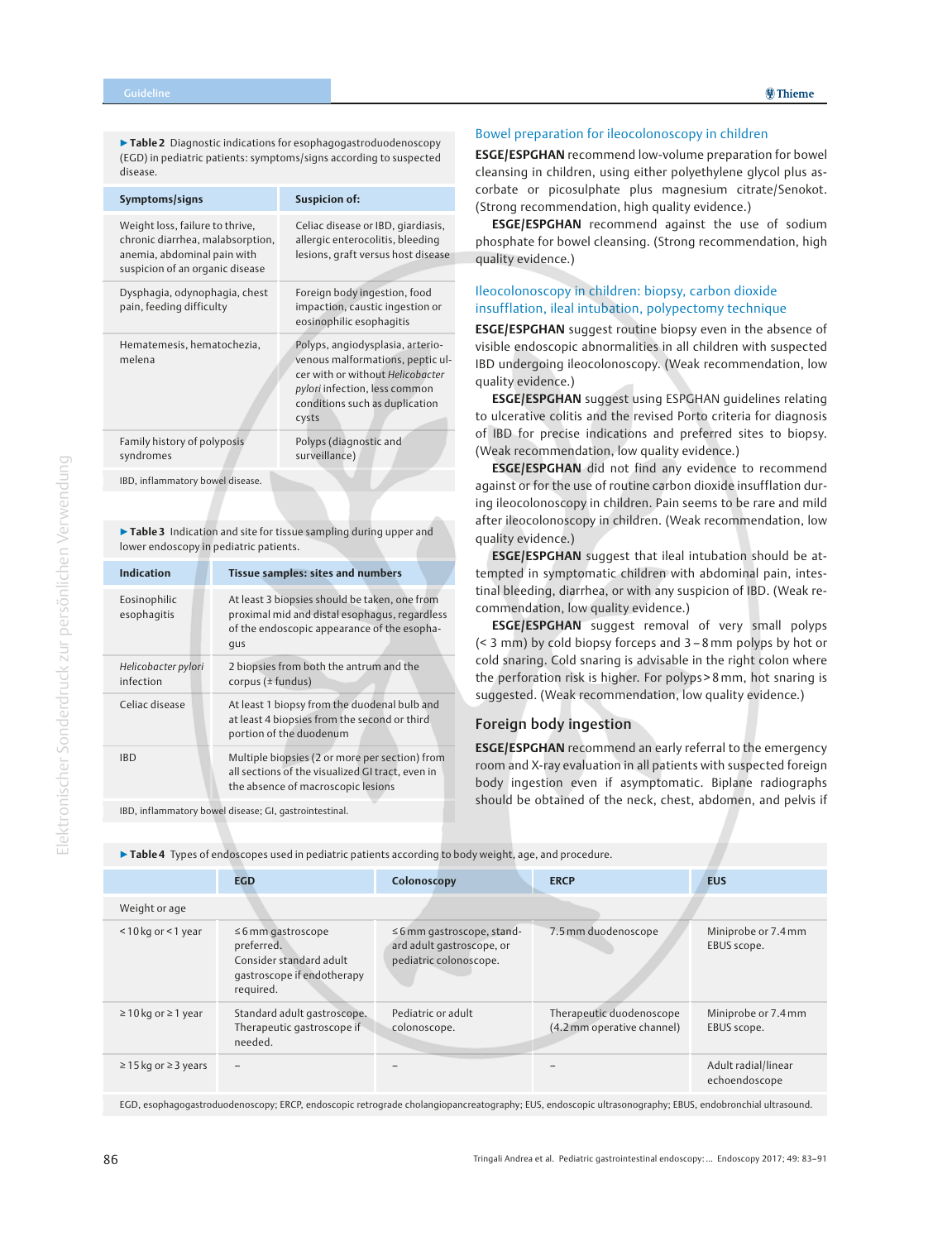► **Table 2** Diagnostic indications for esophagogastroduodenoscopy (EGD) in pediatric patients: symptoms/signs according to suspected disease.

| Symptoms/signs | Suspicion of: |
|---|---|
| Weight loss, failure to thrive, chronic diarrhea, malabsorption, anemia, abdominal pain with suspicion of an organic disease | Celiac disease or IBD, giardiasis, allergic enterocolitis, bleeding lesions, graft versus host disease |
| Dysphagia, odynophagia, chest pain, feeding difficulty | Foreign body ingestion, food impaction, caustic ingestion or eosinophilic esophagitis |
| Hematemesis, hematochezia, melena | Polyps, angiodysplasia, arteriovenous malformations, peptic ulcer with or without *Helicobacter pylori* infection, less common conditions such as duplication cysts |
| Family history of polyposis syndromes | Polyps (diagnostic and surveillance) |

IBD, inflammatory bowel disease.

► **Table 3** Indication and site for tissue sampling during upper and lower endoscopy in pediatric patients.

| Indication | Tissue samples: sites and numbers |
|---|---|
| Eosinophilic esophagitis | At least 3 biopsies should be taken, one from proximal mid and distal esophagus, regardless of the endoscopic appearance of the esophagus |
| *Helicobacter pylori* infection | 2 biopsies from both the antrum and the corpus (± fundus) |
| Celiac disease | At least 1 biopsy from the duodenal bulb and at least 4 biopsies from the second or third portion of the duodenum |
| IBD | Multiple biopsies (2 or more per section) from all sections of the visualized GI tract, even in the absence of macroscopic lesions |

IBD, inflammatory bowel disease; GI, gastrointestinal.

### Bowel preparation for ileocolonoscopy in children

**ESGE/ESPGHAN** recommend low-volume preparation for bowel cleansing in children, using either polyethylene glycol plus ascorbate or picosulphate plus magnesium citrate/Senokot. (Strong recommendation, high quality evidence.)

**ESGE/ESPGHAN** recommend against the use of sodium phosphate for bowel cleansing. (Strong recommendation, high quality evidence.)

### Ileocolonoscopy in children: biopsy, carbon dioxide insufflation, ileal intubation, polypectomy technique

**ESGE/ESPGHAN** suggest routine biopsy even in the absence of visible endoscopic abnormalities in all children with suspected IBD undergoing ileocolonoscopy. (Weak recommendation, low quality evidence.)

**ESGE/ESPGHAN** suggest using ESPGHAN guidelines relating to ulcerative colitis and the revised Porto criteria for diagnosis of IBD for precise indications and preferred sites to biopsy. (Weak recommendation, low quality evidence.)

**ESGE/ESPGHAN** did not find any evidence to recommend against or for the use of routine carbon dioxide insufflation during ileocolonoscopy in children. Pain seems to be rare and mild after ileocolonoscopy in children. (Weak recommendation, low quality evidence.)

**ESGE/ESPGHAN** suggest that ileal intubation should be attempted in symptomatic children with abdominal pain, intestinal bleeding, diarrhea, or with any suspicion of IBD. (Weak recommendation, low quality evidence.)

**ESGE/ESPGHAN** suggest removal of very small polyps (< 3 mm) by cold biopsy forceps and 3 – 8 mm polyps by hot or cold snaring. Cold snaring is advisable in the right colon where the perforation risk is higher. For polyps > 8 mm, hot snaring is suggested. (Weak recommendation, low quality evidence.)

## Foreign body ingestion

**ESGE/ESPGHAN** recommend an early referral to the emergency room and X-ray evaluation in all patients with suspected foreign body ingestion even if asymptomatic. Biplane radiographs should be obtained of the neck, chest, abdomen, and pelvis if

► **Table 4** Types of endoscopes used in pediatric patients according to body weight, age, and procedure.

| | EGD | Colonoscopy | ERCP | EUS |
|---|---|---|---|---|
| Weight or age | | | | |
| < 10 kg or < 1 year | ≤ 6 mm gastroscope preferred. Consider standard adult gastroscope if endotherapy required. | ≤ 6 mm gastroscope, standard adult gastroscope, or pediatric colonoscope. | 7.5 mm duodenoscope | Miniprobe or 7.4 mm EBUS scope. |
| ≥ 10 kg or ≥ 1 year | Standard adult gastroscope. Therapeutic gastroscope if needed. | Pediatric or adult colonoscope. | Therapeutic duodenoscope (4.2 mm operative channel) | Miniprobe or 7.4 mm EBUS scope. |
| ≥ 15 kg or ≥ 3 years | – | – | – | Adult radial/linear echoendoscope |

EGD, esophagogastroduodenoscopy; ERCP, endoscopic retrograde cholangiopancreatography; EUS, endoscopic ultrasonography; EBUS, endobronchial ultrasound.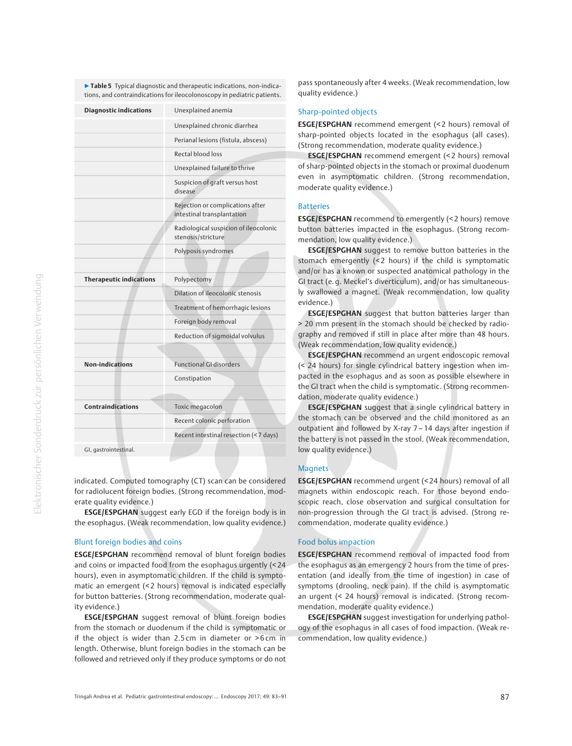▶ **Table 5** Typical diagnostic and therapeutic indications, non-indications, and contraindications for ileocolonoscopy in pediatric patients.

| | |
|---|---|
| **Diagnostic indications** | Unexplained anemia |
| | Unexplained chronic diarrhea |
| | Perianal lesions (fistula, abscess) |
| | Rectal blood loss |
| | Unexplained failure to thrive |
| | Suspicion of graft versus host disease |
| | Rejection or complications after intestinal transplantation |
| | Radiological suspicion of ileocolonic stenosis/stricture |
| | Polyposis syndromes |
| | |
| **Therapeutic indications** | Polypectomy |
| | Dilation of ileocolonic stenosis |
| | Treatment of hemorrhagic lesions |
| | Foreign body removal |
| | Reduction of sigmoidal volvulus |
| | |
| **Non-indications** | Functional GI disorders |
| | Constipation |
| | |
| **Contraindications** | Toxic megacolon |
| | Recent colonic perforation |
| | Recent intestinal resection (< 7 days) |

GI, gastrointestinal.

indicated. Computed tomography (CT) scan can be considered for radiolucent foreign bodies. (Strong recommendation, moderate quality evidence.)

**ESGE/ESPGHAN** suggest early EGD if the foreign body is in the esophagus. (Weak recommendation, low quality evidence.)

### Blunt foreign bodies and coins

**ESGE/ESPGHAN** recommend removal of blunt foreign bodies and coins or impacted food from the esophagus urgently (< 24 hours), even in asymptomatic children. If the child is symptomatic an emergent (< 2 hours) removal is indicated especially for button batteries. (Strong recommendation, moderate quality evidence.)

**ESGE/ESPGHAN** suggest removal of blunt foreign bodies from the stomach or duodenum if the child is symptomatic or if the object is wider than 2.5 cm in diameter or > 6 cm in length. Otherwise, blunt foreign bodies in the stomach can be followed and retrieved only if they produce symptoms or do not pass spontaneously after 4 weeks. (Weak recommendation, low quality evidence.)

### Sharp-pointed objects

**ESGE/ESPGHAN** recommend emergent (< 2 hours) removal of sharp-pointed objects located in the esophagus (all cases). (Strong recommendation, moderate quality evidence.)

**ESGE/ESPGHAN** recommend emergent (< 2 hours) removal of sharp-pointed objects in the stomach or proximal duodenum even in asymptomatic children. (Strong recommendation, moderate quality evidence.)

### Batteries

**ESGE/ESPGHAN** recommend to emergently (< 2 hours) remove button batteries impacted in the esophagus. (Strong recommendation, low quality evidence.)

**ESGE/ESPGHAN** suggest to remove button batteries in the stomach emergently (< 2 hours) if the child is symptomatic and/or has a known or suspected anatomical pathology in the GI tract (e. g. Meckel's diverticulum), and/or has simultaneously swallowed a magnet. (Weak recommendation, low quality evidence.)

**ESGE/ESPGHAN** suggest that button batteries larger than > 20 mm present in the stomach should be checked by radiography and removed if still in place after more than 48 hours. (Weak recommendation, low quality evidence.)

**ESGE/ESPGHAN** recommend an urgent endoscopic removal (< 24 hours) for single cylindrical battery ingestion when impacted in the esophagus and as soon as possible elsewhere in the GI tract when the child is symptomatic. (Strong recommendation, moderate quality evidence.)

**ESGE/ESPGHAN** suggest that a single cylindrical battery in the stomach can be observed and the child monitored as an outpatient and followed by X-ray 7 – 14 days after ingestion if the battery is not passed in the stool. (Weak recommendation, low quality evidence.)

### Magnets

**ESGE/ESPGHAN** recommend urgent (< 24 hours) removal of all magnets within endoscopic reach. For those beyond endoscopic reach, close observation and surgical consultation for non-progression through the GI tract is advised. (Strong recommendation, moderate quality evidence.)

### Food bolus impaction

**ESGE/ESPGHAN** recommend removal of impacted food from the esophagus as an emergency 2 hours from the time of presentation (and ideally from the time of ingestion) in case of symptoms (drooling, neck pain). If the child is asymptomatic an urgent (< 24 hours) removal is indicated. (Strong recommendation, moderate quality evidence.)

**ESGE/ESPGHAN** suggest investigation for underlying pathology of the esophagus in all cases of food impaction. (Weak recommendation, low quality evidence.)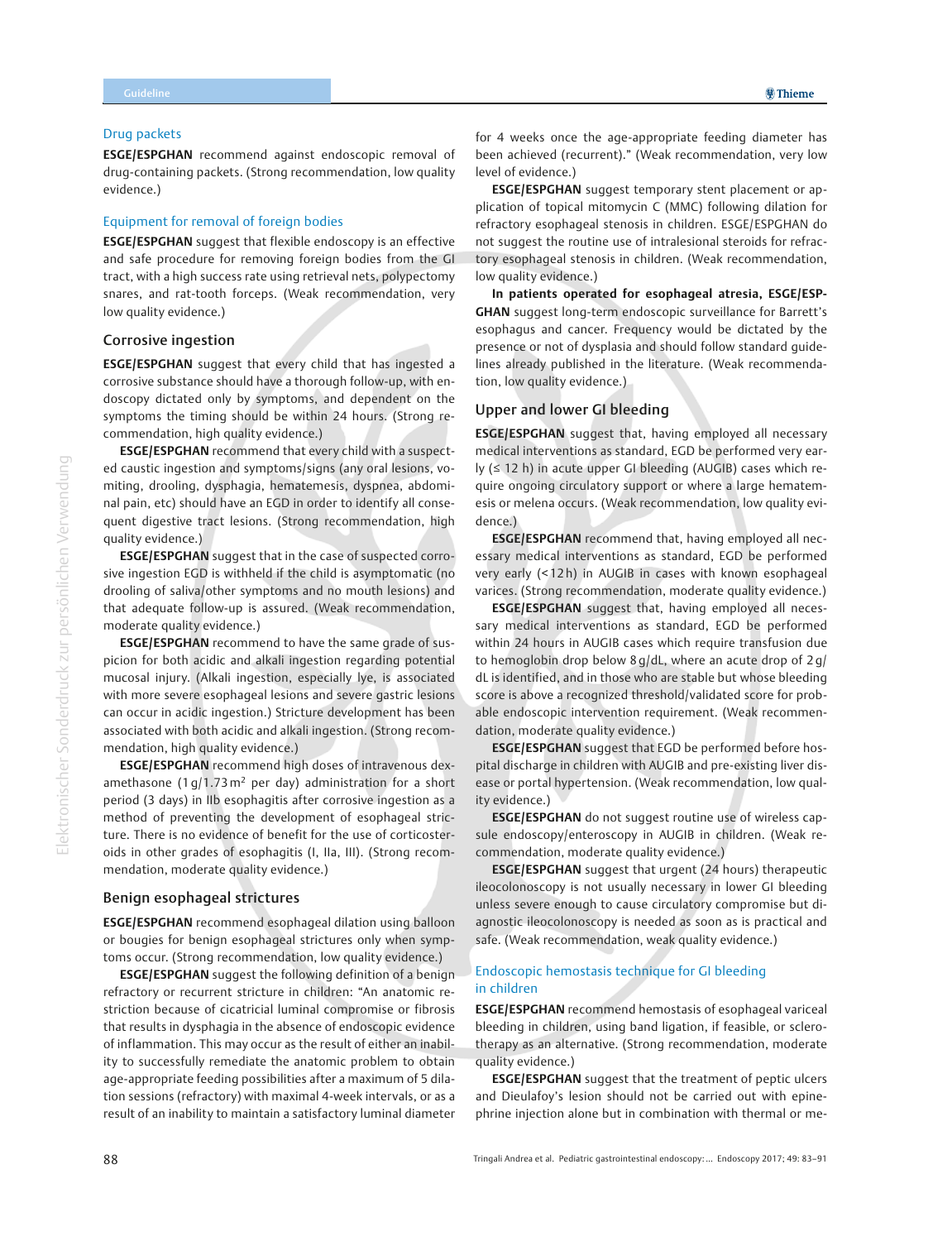### Drug packets

**ESGE/ESPGHAN** recommend against endoscopic removal of drug-containing packets. (Strong recommendation, low quality evidence.)

### Equipment for removal of foreign bodies

**ESGE/ESPGHAN** suggest that flexible endoscopy is an effective and safe procedure for removing foreign bodies from the GI tract, with a high success rate using retrieval nets, polypectomy snares, and rat-tooth forceps. (Weak recommendation, very low quality evidence.)

## Corrosive ingestion

**ESGE/ESPGHAN** suggest that every child that has ingested a corrosive substance should have a thorough follow-up, with endoscopy dictated only by symptoms, and dependent on the symptoms the timing should be within 24 hours. (Strong recommendation, high quality evidence.)

**ESGE/ESPGHAN** recommend that every child with a suspected caustic ingestion and symptoms/signs (any oral lesions, vomiting, drooling, dysphagia, hematemesis, dyspnea, abdominal pain, etc) should have an EGD in order to identify all consequent digestive tract lesions. (Strong recommendation, high quality evidence.)

**ESGE/ESPGHAN** suggest that in the case of suspected corrosive ingestion EGD is withheld if the child is asymptomatic (no drooling of saliva/other symptoms and no mouth lesions) and that adequate follow-up is assured. (Weak recommendation, moderate quality evidence.)

**ESGE/ESPGHAN** recommend to have the same grade of suspicion for both acidic and alkali ingestion regarding potential mucosal injury. (Alkali ingestion, especially lye, is associated with more severe esophageal lesions and severe gastric lesions can occur in acidic ingestion.) Stricture development has been associated with both acidic and alkali ingestion. (Strong recommendation, high quality evidence.)

**ESGE/ESPGHAN** recommend high doses of intravenous dexamethasone (1 g/1.73 $m^2$ per day) administration for a short period (3 days) in IIb esophagitis after corrosive ingestion as a method of preventing the development of esophageal stricture. There is no evidence of benefit for the use of corticosteroids in other grades of esophagitis (I, IIa, III). (Strong recommendation, moderate quality evidence.)

## Benign esophageal strictures

**ESGE/ESPGHAN** recommend esophageal dilation using balloon or bougies for benign esophageal strictures only when symptoms occur. (Strong recommendation, low quality evidence.)

**ESGE/ESPGHAN** suggest the following definition of a benign refractory or recurrent stricture in children: "An anatomic restriction because of cicatricial luminal compromise or fibrosis that results in dysphagia in the absence of endoscopic evidence of inflammation. This may occur as the result of either an inability to successfully remediate the anatomic problem to obtain age-appropriate feeding possibilities after a maximum of 5 dilation sessions (refractory) with maximal 4-week intervals, or as a result of an inability to maintain a satisfactory luminal diameter for 4 weeks once the age-appropriate feeding diameter has been achieved (recurrent)." (Weak recommendation, very low level of evidence.)

**ESGE/ESPGHAN** suggest temporary stent placement or application of topical mitomycin C (MMC) following dilation for refractory esophageal stenosis in children. ESGE/ESPGHAN do not suggest the routine use of intralesional steroids for refractory esophageal stenosis in children. (Weak recommendation, low quality evidence.)

**In patients operated for esophageal atresia, ESGE/ESPGHAN** suggest long-term endoscopic surveillance for Barrett's esophagus and cancer. Frequency would be dictated by the presence or not of dysplasia and should follow standard guidelines already published in the literature. (Weak recommendation, low quality evidence.)

## Upper and lower GI bleeding

**ESGE/ESPGHAN** suggest that, having employed all necessary medical interventions as standard, EGD be performed very early (≤ 12 h) in acute upper GI bleeding (AUGIB) cases which require ongoing circulatory support or where a large hematemesis or melena occurs. (Weak recommendation, low quality evidence.)

**ESGE/ESPGHAN** recommend that, having employed all necessary medical interventions as standard, EGD be performed very early (< 12 h) in AUGIB in cases with known esophageal varices. (Strong recommendation, moderate quality evidence.)

**ESGE/ESPGHAN** suggest that, having employed all necessary medical interventions as standard, EGD be performed within 24 hours in AUGIB cases which require transfusion due to hemoglobin drop below 8 g/dL, where an acute drop of 2 g/dL is identified, and in those who are stable but whose bleeding score is above a recognized threshold/validated score for probable endoscopic intervention requirement. (Weak recommendation, moderate quality evidence.)

**ESGE/ESPGHAN** suggest that EGD be performed before hospital discharge in children with AUGIB and pre-existing liver disease or portal hypertension. (Weak recommendation, low quality evidence.)

**ESGE/ESPGHAN** do not suggest routine use of wireless capsule endoscopy/enteroscopy in AUGIB in children. (Weak recommendation, moderate quality evidence.)

**ESGE/ESPGHAN** suggest that urgent (24 hours) therapeutic ileocolonoscopy is not usually necessary in lower GI bleeding unless severe enough to cause circulatory compromise but diagnostic ileocolonoscopy is needed as soon as is practical and safe. (Weak recommendation, weak quality evidence.)

### Endoscopic hemostasis technique for GI bleeding in children

**ESGE/ESPGHAN** recommend hemostasis of esophageal variceal bleeding in children, using band ligation, if feasible, or sclerotherapy as an alternative. (Strong recommendation, moderate quality evidence.)

**ESGE/ESPGHAN** suggest that the treatment of peptic ulcers and Dieulafoy's lesion should not be carried out with epinephrine injection alone but in combination with thermal or me-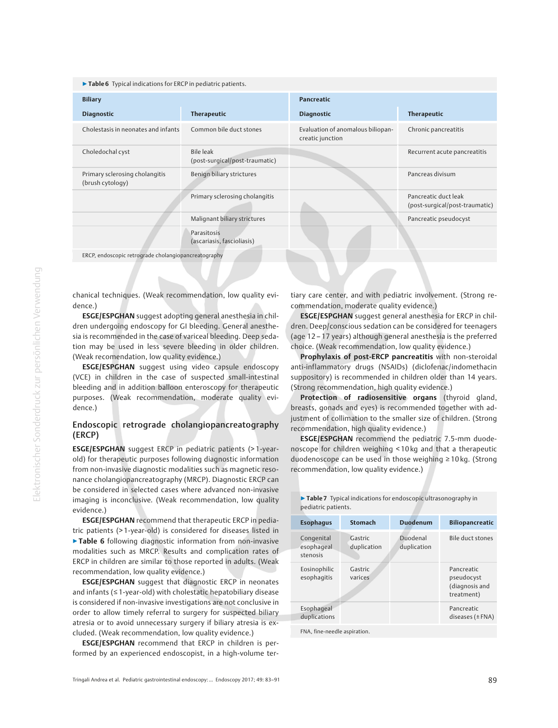**Table 6** Typical indications for ERCP in pediatric patients.

| Biliary | | Pancreatic | |
|---|---|---|---|
| **Diagnostic** | **Therapeutic** | **Diagnostic** | **Therapeutic** |
| Cholestasis in neonates and infants | Common bile duct stones | Evaluation of anomalous biliopancreatic junction | Chronic pancreatitis |
| Choledochal cyst | Bile leak (post-surgical/post-traumatic) | | Recurrent acute pancreatitis |
| Primary sclerosing cholangitis (brush cytology) | Benign biliary strictures | | Pancreas divisum |
| | Primary sclerosing cholangitis | | Pancreatic duct leak (post-surgical/post-traumatic) |
| | Malignant biliary strictures | | Pancreatic pseudocyst |
| | Parasitosis (ascariasis, fascioliasis) | | |

ERCP, endoscopic retrograde cholangiopancreatography

chanical techniques. (Weak recommendation, low quality evidence.)

**ESGE/ESPGHAN** suggest adopting general anesthesia in children undergoing endoscopy for GI bleeding. General anesthesia is recommended in the case of variceal bleeding. Deep sedation may be used in less severe bleeding in older children. (Weak recomendation, low quality evidence.)

**ESGE/ESPGHAN** suggest using video capsule endoscopy (VCE) in children in the case of suspected small-intestinal bleeding and in addition balloon enteroscopy for therapeutic purposes. (Weak recommendation, moderate quality evidence.)

## Endoscopic retrograde cholangiopancreatography (ERCP)

**ESGE/ESPGHAN** suggest ERCP in pediatric patients (> 1-year-old) for therapeutic purposes following diagnostic information from non-invasive diagnostic modalities such as magnetic resonance cholangiopancreatography (MRCP). Diagnostic ERCP can be considered in selected cases where advanced non-invasive imaging is inconclusive. (Weak recommendation, low quality evidence.)

**ESGE/ESPGHAN** recommend that therapeutic ERCP in pediatric patients (> 1-year-old) is considered for diseases listed in **Table 6** following diagnostic information from non-invasive modalities such as MRCP. Results and complication rates of ERCP in children are similar to those reported in adults. (Weak recommendation, low quality evidence.)

**ESGE/ESPGHAN** suggest that diagnostic ERCP in neonates and infants (≤ 1-year-old) with cholestatic hepatobiliary disease is considered if non-invasive investigations are not conclusive in order to allow timely referral to surgery for suspected biliary atresia or to avoid unnecessary surgery if biliary atresia is excluded. (Weak recommendation, low quality evidence.)

**ESGE/ESPGHAN** recommend that ERCP in children is performed by an experienced endoscopist, in a high-volume tertiary care center, and with pediatric involvement. (Strong recommendation, moderate quality evidence.)

**ESGE/ESPGHAN** suggest general anesthesia for ERCP in children. Deep/conscious sedation can be considered for teenagers (age 12 – 17 years) although general anesthesia is the preferred choice. (Weak recommendation, low quality evidence.)

**Prophylaxis of post-ERCP pancreatitis** with non-steroidal anti-inflammatory drugs (NSAIDs) (diclofenac/indomethacin suppository) is recommended in children older than 14 years. (Strong recommendation, high quality evidence.)

**Protection of radiosensitive organs** (thyroid gland, breasts, gonads and eyes) is recommended together with adjustment of collimation to the smaller size of children. (Strong recommendation, high quality evidence.)

**ESGE/ESPGHAN** recommend the pediatric 7.5-mm duodenoscope for children weighing < 10 kg and that a therapeutic duodenoscope can be used in those weighing ≥ 10 kg. (Strong recommendation, low quality evidence.)

**Table 7** Typical indications for endoscopic ultrasonography in pediatric patients.

| Esophagus | Stomach | Duodenum | Biliopancreatic |
|---|---|---|---|
| Congenital esophageal stenosis | Gastric duplication | Duodenal duplication | Bile duct stones |
| Eosinophilic esophagitis | Gastric varices | | Pancreatic pseudocyst (diagnosis and treatment) |
| Esophageal duplications | | | Pancreatic diseases (± FNA) |

FNA, fine-needle aspiration.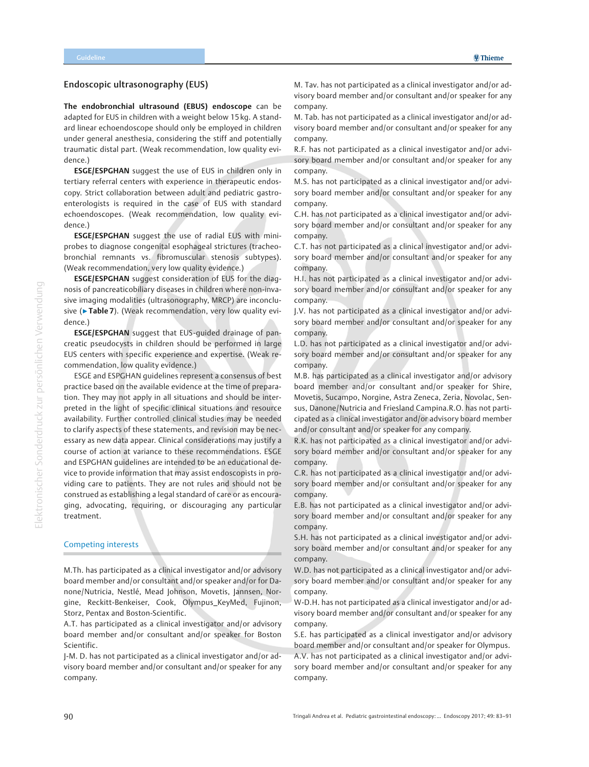## Endoscopic ultrasonography (EUS)

**The endobronchial ultrasound (EBUS) endoscope** can be adapted for EUS in children with a weight below 15 kg. A standard linear echoendoscope should only be employed in children under general anesthesia, considering the stiff and potentially traumatic distal part. (Weak recommendation, low quality evidence.)

**ESGE/ESPGHAN** suggest the use of EUS in children only in tertiary referral centers with experience in therapeutic endoscopy. Strict collaboration between adult and pediatric gastroenterologists is required in the case of EUS with standard echoendoscopes. (Weak recommendation, low quality evidence.)

**ESGE/ESPGHAN** suggest the use of radial EUS with miniprobes to diagnose congenital esophageal strictures (tracheobronchial remnants vs. fibromuscular stenosis subtypes). (Weak recommendation, very low quality evidence.)

**ESGE/ESPGHAN** suggest consideration of EUS for the diagnosis of pancreaticobiliary diseases in children where non-invasive imaging modalities (ultrasonography, MRCP) are inconclusive (▶ **Table 7**). (Weak recommendation, very low quality evidence.)

**ESGE/ESPGHAN** suggest that EUS-guided drainage of pancreatic pseudocysts in children should be performed in large EUS centers with specific experience and expertise. (Weak recommendation, low quality evidence.)

ESGE and ESPGHAN guidelines represent a consensus of best practice based on the available evidence at the time of preparation. They may not apply in all situations and should be interpreted in the light of specific clinical situations and resource availability. Further controlled clinical studies may be needed to clarify aspects of these statements, and revision may be necessary as new data appear. Clinical considerations may justify a course of action at variance to these recommendations. ESGE and ESPGHAN guidelines are intended to be an educational device to provide information that may assist endoscopists in providing care to patients. They are not rules and should not be construed as establishing a legal standard of care or as encouraging, advocating, requiring, or discouraging any particular treatment.

## Competing interests

M.Th. has participated as a clinical investigator and/or advisory board member and/or consultant and/or speaker and/or for Danone/Nutricia, Nestlé, Mead Johnson, Movetis, Jannsen, Norgine, Reckitt-Benkeiser, Cook, Olympus_KeyMed, Fujinon, Storz, Pentax and Boston-Scientific.

A.T. has participated as a clinical investigator and/or advisory board member and/or consultant and/or speaker for Boston Scientific.

J-M. D. has not participated as a clinical investigator and/or advisory board member and/or consultant and/or speaker for any company.

M. Tav. has not participated as a clinical investigator and/or advisory board member and/or consultant and/or speaker for any company.

M. Tab. has not participated as a clinical investigator and/or advisory board member and/or consultant and/or speaker for any company.

R.F. has not participated as a clinical investigator and/or advisory board member and/or consultant and/or speaker for any company.

M.S. has not participated as a clinical investigator and/or advisory board member and/or consultant and/or speaker for any company.

C.H. has not participated as a clinical investigator and/or advisory board member and/or consultant and/or speaker for any company.

C.T. has not participated as a clinical investigator and/or advisory board member and/or consultant and/or speaker for any company.

H.I. has not participated as a clinical investigator and/or advisory board member and/or consultant and/or speaker for any company.

J.V. has not participated as a clinical investigator and/or advisory board member and/or consultant and/or speaker for any company.

L.D. has not participated as a clinical investigator and/or advisory board member and/or consultant and/or speaker for any company.

M.B. has participated as a clinical investigator and/or advisory board member and/or consultant and/or speaker for Shire, Movetis, Sucampo, Norgine, Astra Zeneca, Zeria, Novolac, Sensus, Danone/Nutricia and Friesland Campina.R.O. has not participated as a clinical investigator and/or advisory board member and/or consultant and/or speaker for any company.

R.K. has not participated as a clinical investigator and/or advisory board member and/or consultant and/or speaker for any company.

C.R. has not participated as a clinical investigator and/or advisory board member and/or consultant and/or speaker for any company.

E.B. has not participated as a clinical investigator and/or advisory board member and/or consultant and/or speaker for any company.

S.H. has not participated as a clinical investigator and/or advisory board member and/or consultant and/or speaker for any company.

W.D. has not participated as a clinical investigator and/or advisory board member and/or consultant and/or speaker for any company.

W-D.H. has not participated as a clinical investigator and/or advisory board member and/or consultant and/or speaker for any company.

S.E. has participated as a clinical investigator and/or advisory board member and/or consultant and/or speaker for Olympus.

A.V. has not participated as a clinical investigator and/or advisory board member and/or consultant and/or speaker for any company.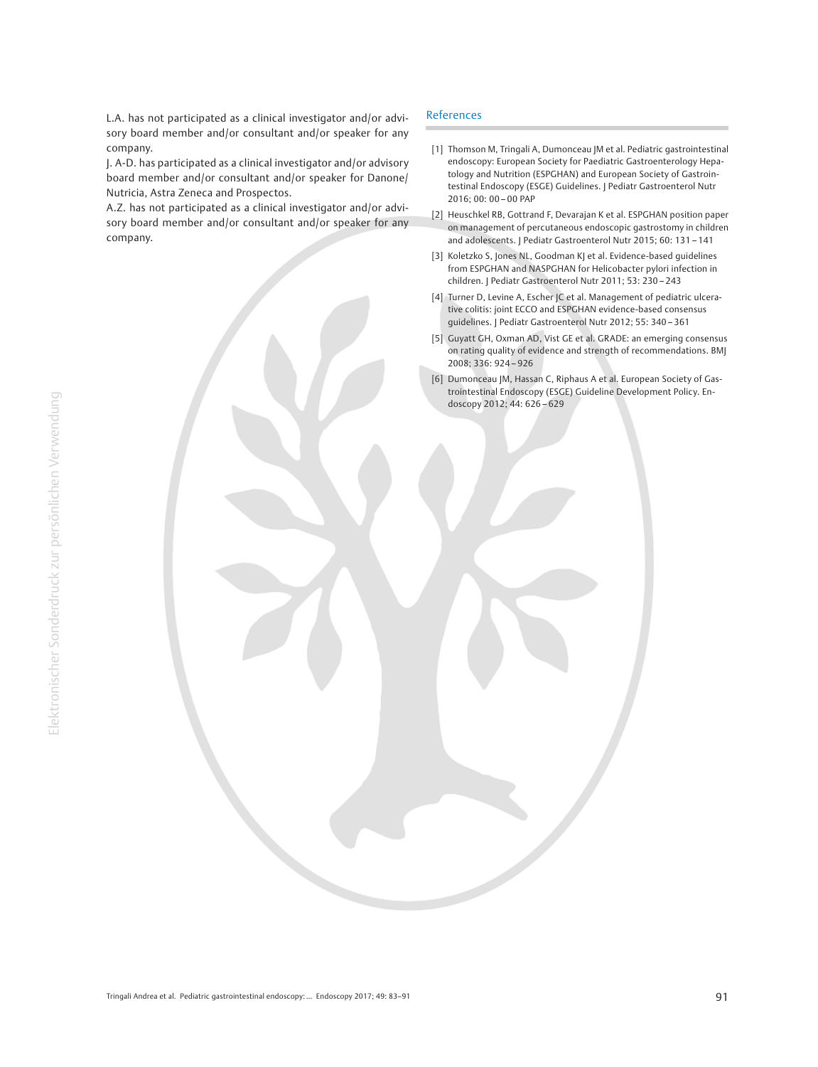L.A. has not participated as a clinical investigator and/or advisory board member and/or consultant and/or speaker for any company.

J. A-D. has participated as a clinical investigator and/or advisory board member and/or consultant and/or speaker for Danone/Nutricia, Astra Zeneca and Prospectos.

A.Z. has not participated as a clinical investigator and/or advisory board member and/or consultant and/or speaker for any company.

## References

[1] Thomson M, Tringali A, Dumonceau JM et al. Pediatric gastrointestinal endoscopy: European Society for Paediatric Gastroenterology Hepatology and Nutrition (ESPGHAN) and European Society of Gastrointestinal Endoscopy (ESGE) Guidelines. J Pediatr Gastroenterol Nutr 2016; 00: 00 – 00 PAP

[2] Heuschkel RB, Gottrand F, Devarajan K et al. ESPGHAN position paper on management of percutaneous endoscopic gastrostomy in children and adolescents. J Pediatr Gastroenterol Nutr 2015; 60: 131 – 141

[3] Koletzko S, Jones NL, Goodman KJ et al. Evidence-based guidelines from ESPGHAN and NASPGHAN for Helicobacter pylori infection in children. J Pediatr Gastroenterol Nutr 2011; 53: 230 – 243

[4] Turner D, Levine A, Escher JC et al. Management of pediatric ulcerative colitis: joint ECCO and ESPGHAN evidence-based consensus guidelines. J Pediatr Gastroenterol Nutr 2012; 55: 340 – 361

[5] Guyatt GH, Oxman AD, Vist GE et al. GRADE: an emerging consensus on rating quality of evidence and strength of recommendations. BMJ 2008; 336: 924 – 926

[6] Dumonceau JM, Hassan C, Riphaus A et al. European Society of Gastrointestinal Endoscopy (ESGE) Guideline Development Policy. Endoscopy 2012; 44: 626 – 629